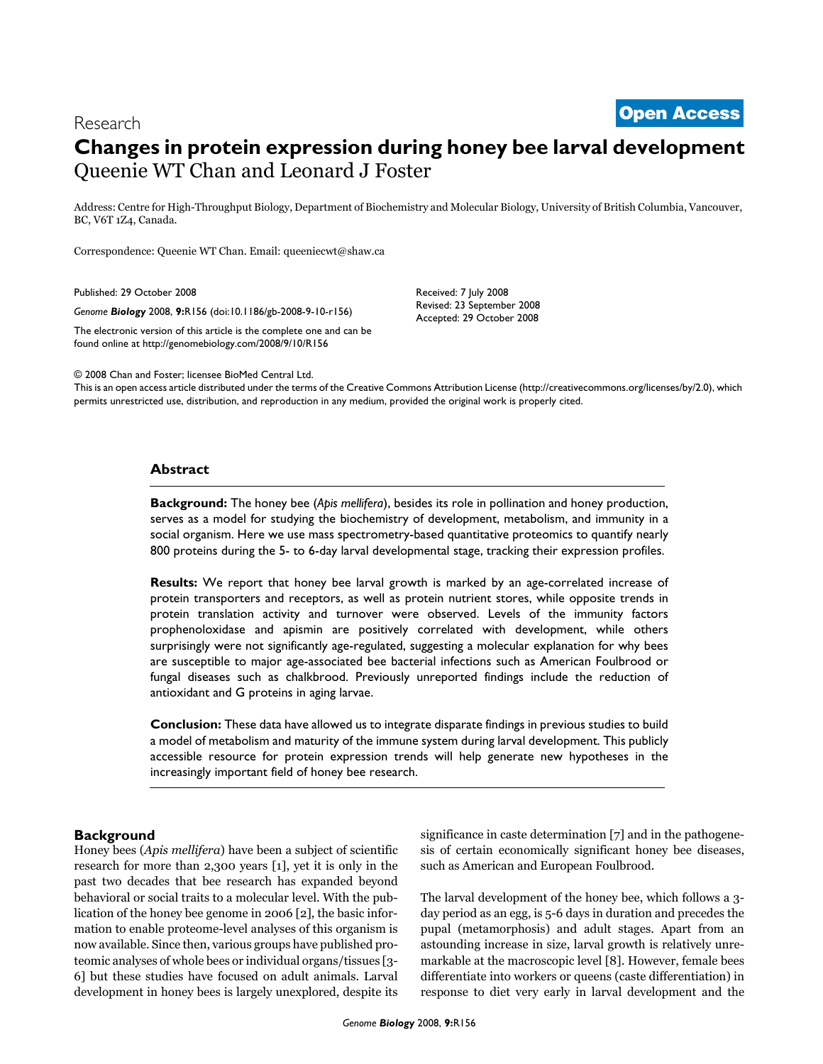Research

**Open Access**

# Changes in protein expression during honey bee larval development

Queenie WT Chan and Leonard J Foster

Address: Centre for High-Throughput Biology, Department of Biochemistry and Molecular Biology, University of British Columbia, Vancouver, BC, V6T 1Z4, Canada.

Correspondence: Queenie WT Chan. Email: queeniecwt@shaw.ca

Published: 29 October 2008

*Genome **Biology*** 2008, **9:**R156 (doi:10.1186/gb-2008-9-10-r156)

The electronic version of this article is the complete one and can be found online at http://genomebiology.com/2008/9/10/R156

Received: 7 July 2008
Revised: 23 September 2008
Accepted: 29 October 2008

© 2008 Chan and Foster; licensee BioMed Central Ltd.
This is an open access article distributed under the terms of the Creative Commons Attribution License (http://creativecommons.org/licenses/by/2.0), which permits unrestricted use, distribution, and reproduction in any medium, provided the original work is properly cited.

## Abstract

**Background:** The honey bee (*Apis mellifera*), besides its role in pollination and honey production, serves as a model for studying the biochemistry of development, metabolism, and immunity in a social organism. Here we use mass spectrometry-based quantitative proteomics to quantify nearly 800 proteins during the 5- to 6-day larval developmental stage, tracking their expression profiles.

**Results:** We report that honey bee larval growth is marked by an age-correlated increase of protein transporters and receptors, as well as protein nutrient stores, while opposite trends in protein translation activity and turnover were observed. Levels of the immunity factors prophenoloxidase and apismin are positively correlated with development, while others surprisingly were not significantly age-regulated, suggesting a molecular explanation for why bees are susceptible to major age-associated bee bacterial infections such as American Foulbrood or fungal diseases such as chalkbrood. Previously unreported findings include the reduction of antioxidant and G proteins in aging larvae.

**Conclusion:** These data have allowed us to integrate disparate findings in previous studies to build a model of metabolism and maturity of the immune system during larval development. This publicly accessible resource for protein expression trends will help generate new hypotheses in the increasingly important field of honey bee research.

## Background

Honey bees (*Apis mellifera*) have been a subject of scientific research for more than 2,300 years [1], yet it is only in the past two decades that bee research has expanded beyond behavioral or social traits to a molecular level. With the publication of the honey bee genome in 2006 [2], the basic information to enable proteome-level analyses of this organism is now available. Since then, various groups have published proteomic analyses of whole bees or individual organs/tissues [3-6] but these studies have focused on adult animals. Larval development in honey bees is largely unexplored, despite its significance in caste determination [7] and in the pathogenesis of certain economically significant honey bee diseases, such as American and European Foulbrood.

The larval development of the honey bee, which follows a 3-day period as an egg, is 5-6 days in duration and precedes the pupal (metamorphosis) and adult stages. Apart from an astounding increase in size, larval growth is relatively unremarkable at the macroscopic level [8]. However, female bees differentiate into workers or queens (caste differentiation) in response to diet very early in larval development and the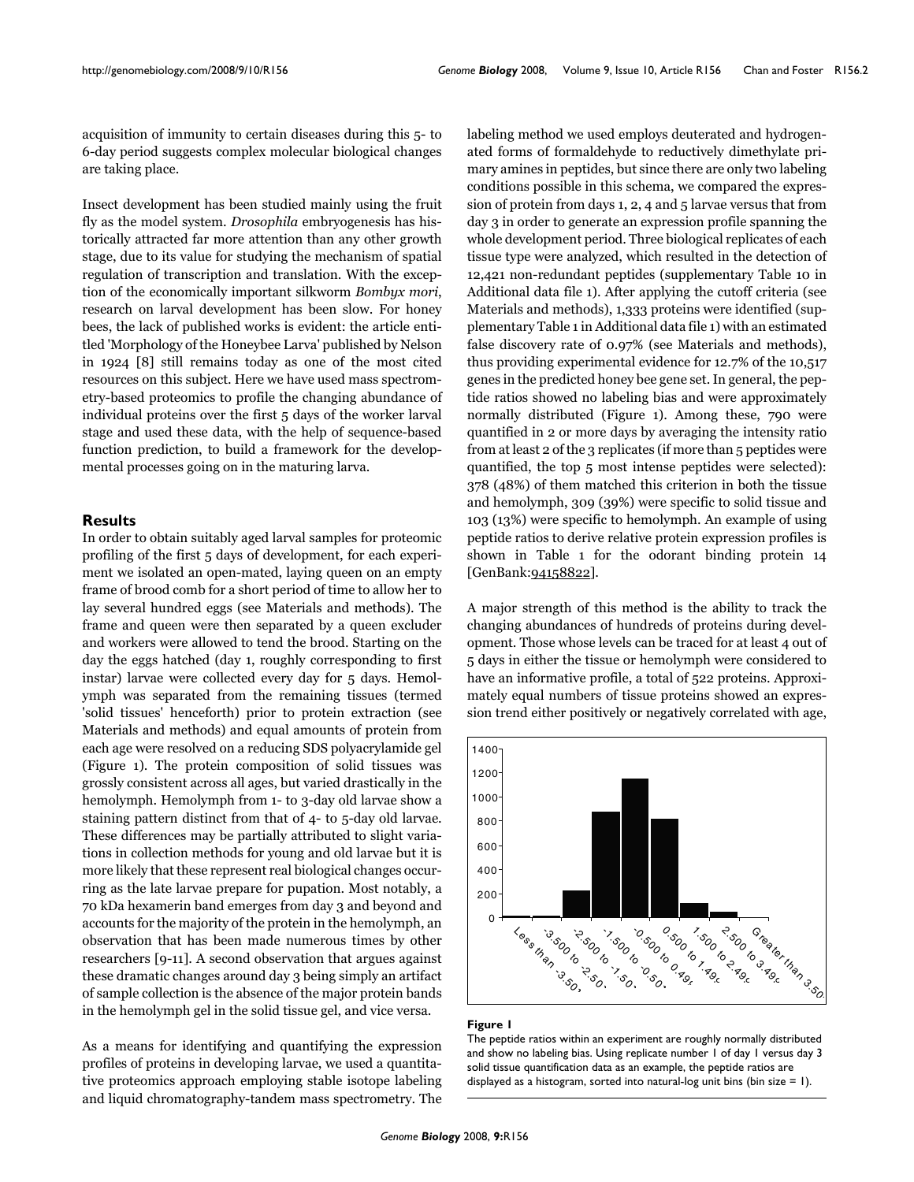acquisition of immunity to certain diseases during this 5- to 6-day period suggests complex molecular biological changes are taking place.

Insect development has been studied mainly using the fruit fly as the model system. *Drosophila* embryogenesis has historically attracted far more attention than any other growth stage, due to its value for studying the mechanism of spatial regulation of transcription and translation. With the exception of the economically important silkworm *Bombyx mori*, research on larval development has been slow. For honey bees, the lack of published works is evident: the article entitled 'Morphology of the Honeybee Larva' published by Nelson in 1924 [8] still remains today as one of the most cited resources on this subject. Here we have used mass spectrometry-based proteomics to profile the changing abundance of individual proteins over the first 5 days of the worker larval stage and used these data, with the help of sequence-based function prediction, to build a framework for the developmental processes going on in the maturing larva.

## Results

In order to obtain suitably aged larval samples for proteomic profiling of the first 5 days of development, for each experiment we isolated an open-mated, laying queen on an empty frame of brood comb for a short period of time to allow her to lay several hundred eggs (see Materials and methods). The frame and queen were then separated by a queen excluder and workers were allowed to tend the brood. Starting on the day the eggs hatched (day 1, roughly corresponding to first instar) larvae were collected every day for 5 days. Hemolymph was separated from the remaining tissues (termed 'solid tissues' henceforth) prior to protein extraction (see Materials and methods) and equal amounts of protein from each age were resolved on a reducing SDS polyacrylamide gel (Figure 1). The protein composition of solid tissues was grossly consistent across all ages, but varied drastically in the hemolymph. Hemolymph from 1- to 3-day old larvae show a staining pattern distinct from that of 4- to 5-day old larvae. These differences may be partially attributed to slight variations in collection methods for young and old larvae but it is more likely that these represent real biological changes occurring as the late larvae prepare for pupation. Most notably, a 70 kDa hexamerin band emerges from day 3 and beyond and accounts for the majority of the protein in the hemolymph, an observation that has been made numerous times by other researchers [9-11]. A second observation that argues against these dramatic changes around day 3 being simply an artifact of sample collection is the absence of the major protein bands in the hemolymph gel in the solid tissue gel, and vice versa.

As a means for identifying and quantifying the expression profiles of proteins in developing larvae, we used a quantitative proteomics approach employing stable isotope labeling and liquid chromatography-tandem mass spectrometry. The labeling method we used employs deuterated and hydrogenated forms of formaldehyde to reductively dimethylate primary amines in peptides, but since there are only two labeling conditions possible in this schema, we compared the expression of protein from days 1, 2, 4 and 5 larvae versus that from day 3 in order to generate an expression profile spanning the whole development period. Three biological replicates of each tissue type were analyzed, which resulted in the detection of 12,421 non-redundant peptides (supplementary Table 10 in Additional data file 1). After applying the cutoff criteria (see Materials and methods), 1,333 proteins were identified (supplementary Table 1 in Additional data file 1) with an estimated false discovery rate of 0.97% (see Materials and methods), thus providing experimental evidence for 12.7% of the 10,517 genes in the predicted honey bee gene set. In general, the peptide ratios showed no labeling bias and were approximately normally distributed (Figure 1). Among these, 790 were quantified in 2 or more days by averaging the intensity ratio from at least 2 of the 3 replicates (if more than 5 peptides were quantified, the top 5 most intense peptides were selected): 378 (48%) of them matched this criterion in both the tissue and hemolymph, 309 (39%) were specific to solid tissue and 103 (13%) were specific to hemolymph. An example of using peptide ratios to derive relative protein expression profiles is shown in Table 1 for the odorant binding protein 14 [GenBank:94158822].

A major strength of this method is the ability to track the changing abundances of hundreds of proteins during development. Those whose levels can be traced for at least 4 out of 5 days in either the tissue or hemolymph were considered to have an informative profile, a total of 522 proteins. Approximately equal numbers of tissue proteins showed an expression trend either positively or negatively correlated with age,

**Figure 1**

The peptide ratios within an experiment are roughly normally distributed and show no labeling bias. Using replicate number 1 of day 1 versus day 3 solid tissue quantification data as an example, the peptide ratios are displayed as a histogram, sorted into natural-log unit bins (bin size = 1).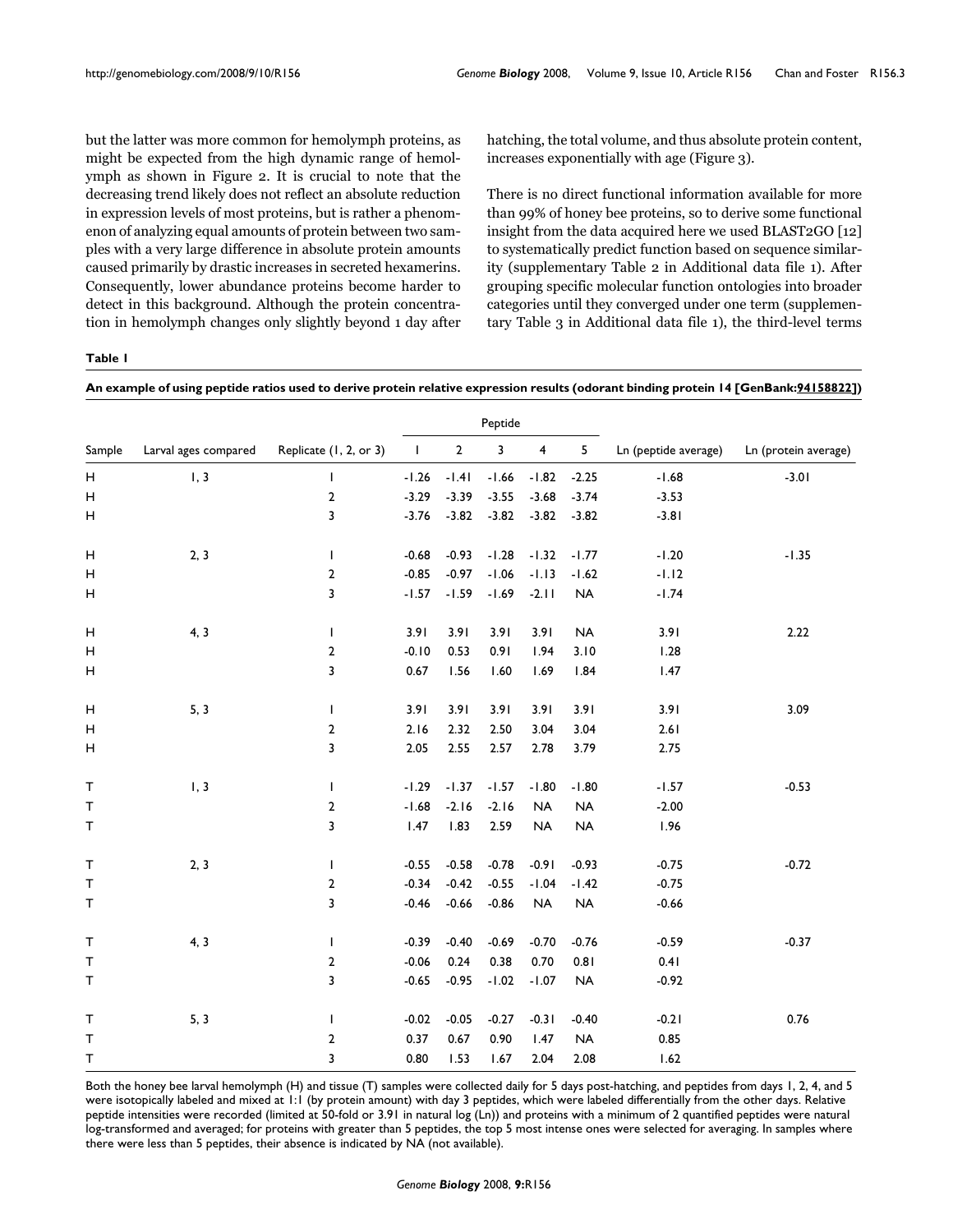but the latter was more common for hemolymph proteins, as might be expected from the high dynamic range of hemolymph as shown in Figure 2. It is crucial to note that the decreasing trend likely does not reflect an absolute reduction in expression levels of most proteins, but is rather a phenomenon of analyzing equal amounts of protein between two samples with a very large difference in absolute protein amounts caused primarily by drastic increases in secreted hexamerins. Consequently, lower abundance proteins become harder to detect in this background. Although the protein concentration in hemolymph changes only slightly beyond 1 day after hatching, the total volume, and thus absolute protein content, increases exponentially with age (Figure 3).

There is no direct functional information available for more than 99% of honey bee proteins, so to derive some functional insight from the data acquired here we used BLAST2GO [12] to systematically predict function based on sequence similarity (supplementary Table 2 in Additional data file 1). After grouping specific molecular function ontologies into broader categories until they converged under one term (supplementary Table 3 in Additional data file 1), the third-level terms

**Table 1**

**An example of using peptide ratios used to derive protein relative expression results (odorant binding protein 14 [GenBank:94158822])**

| Sample | Larval ages compared | Replicate (1, 2, or 3) | Peptide | | | | | Ln (peptide average) | Ln (protein average) |
|---|---|---|---|---|---|---|---|---|---|
| | | | 1 | 2 | 3 | 4 | 5 | | |
| H | 1, 3 | 1 | -1.26 | -1.41 | -1.66 | -1.82 | -2.25 | -1.68 | -3.01 |
| H | | 2 | -3.29 | -3.39 | -3.55 | -3.68 | -3.74 | -3.53 | |
| H | | 3 | -3.76 | -3.82 | -3.82 | -3.82 | -3.82 | -3.81 | |
| H | 2, 3 | 1 | -0.68 | -0.93 | -1.28 | -1.32 | -1.77 | -1.20 | -1.35 |
| H | | 2 | -0.85 | -0.97 | -1.06 | -1.13 | -1.62 | -1.12 | |
| H | | 3 | -1.57 | -1.59 | -1.69 | -2.11 | NA | -1.74 | |
| H | 4, 3 | 1 | 3.91 | 3.91 | 3.91 | 3.91 | NA | 3.91 | 2.22 |
| H | | 2 | -0.10 | 0.53 | 0.91 | 1.94 | 3.10 | 1.28 | |
| H | | 3 | 0.67 | 1.56 | 1.60 | 1.69 | 1.84 | 1.47 | |
| H | 5, 3 | 1 | 3.91 | 3.91 | 3.91 | 3.91 | 3.91 | 3.91 | 3.09 |
| H | | 2 | 2.16 | 2.32 | 2.50 | 3.04 | 3.04 | 2.61 | |
| H | | 3 | 2.05 | 2.55 | 2.57 | 2.78 | 3.79 | 2.75 | |
| T | 1, 3 | 1 | -1.29 | -1.37 | -1.57 | -1.80 | -1.80 | -1.57 | -0.53 |
| T | | 2 | -1.68 | -2.16 | -2.16 | NA | NA | -2.00 | |
| T | | 3 | 1.47 | 1.83 | 2.59 | NA | NA | 1.96 | |
| T | 2, 3 | 1 | -0.55 | -0.58 | -0.78 | -0.91 | -0.93 | -0.75 | -0.72 |
| T | | 2 | -0.34 | -0.42 | -0.55 | -1.04 | -1.42 | -0.75 | |
| T | | 3 | -0.46 | -0.66 | -0.86 | NA | NA | -0.66 | |
| T | 4, 3 | 1 | -0.39 | -0.40 | -0.69 | -0.70 | -0.76 | -0.59 | -0.37 |
| T | | 2 | -0.06 | 0.24 | 0.38 | 0.70 | 0.81 | 0.41 | |
| T | | 3 | -0.65 | -0.95 | -1.02 | -1.07 | NA | -0.92 | |
| T | 5, 3 | 1 | -0.02 | -0.05 | -0.27 | -0.31 | -0.40 | -0.21 | 0.76 |
| T | | 2 | 0.37 | 0.67 | 0.90 | 1.47 | NA | 0.85 | |
| T | | 3 | 0.80 | 1.53 | 1.67 | 2.04 | 2.08 | 1.62 | |

Both the honey bee larval hemolymph (H) and tissue (T) samples were collected daily for 5 days post-hatching, and peptides from days 1, 2, 4, and 5 were isotopically labeled and mixed at 1:1 (by protein amount) with day 3 peptides, which were labeled differentially from the other days. Relative peptide intensities were recorded (limited at 50-fold or 3.91 in natural log (Ln)) and proteins with a minimum of 2 quantified peptides were natural log-transformed and averaged; for proteins with greater than 5 peptides, the top 5 most intense ones were selected for averaging. In samples where there were less than 5 peptides, their absence is indicated by NA (not available).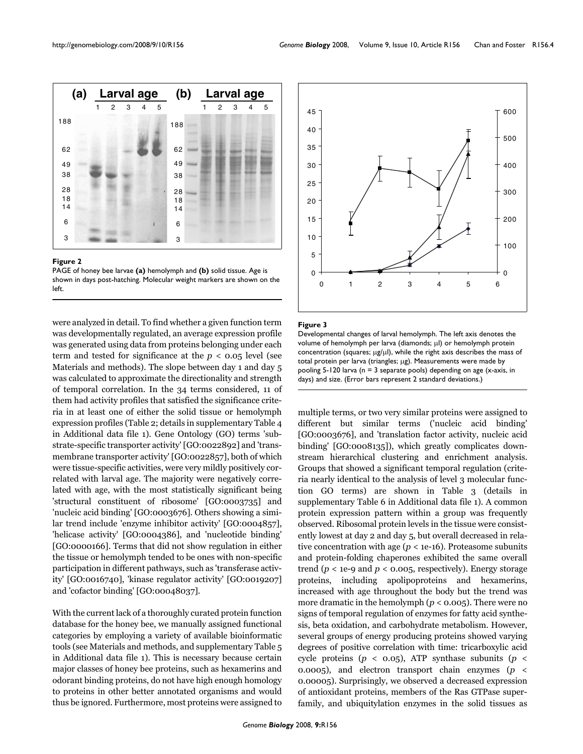**Figure 2**

PAGE of honey bee larvae **(a)** hemolymph and **(b)** solid tissue. Age is shown in days post-hatching. Molecular weight markers are shown on the left.

**Figure 3**

Developmental changes of larval hemolymph. The left axis denotes the volume of hemolymph per larva (diamonds; μl) or hemolymph protein concentration (squares; μg/μl), while the right axis describes the mass of total protein per larva (triangles; μg). Measurements were made by pooling 5-120 larva (n = 3 separate pools) depending on age (x-axis, in days) and size. (Error bars represent 2 standard deviations.)

were analyzed in detail. To find whether a given function term was developmentally regulated, an average expression profile was generated using data from proteins belonging under each term and tested for significance at the $p < 0.05$ level (see Materials and methods). The slope between day 1 and day 5 was calculated to approximate the directionality and strength of temporal correlation. In the 34 terms considered, 11 of them had activity profiles that satisfied the significance criteria in at least one of either the solid tissue or hemolymph expression profiles (Table 2; details in supplementary Table 4 in Additional data file 1). Gene Ontology (GO) terms 'substrate-specific transporter activity' [GO:0022892] and 'transmembrane transporter activity' [GO:0022857], both of which were tissue-specific activities, were very mildly positively correlated with larval age. The majority were negatively correlated with age, with the most statistically significant being 'structural constituent of ribosome' [GO:0003735] and 'nucleic acid binding' [GO:0003676]. Others showing a similar trend include 'enzyme inhibitor activity' [GO:0004857], 'helicase activity' [GO:0004386], and 'nucleotide binding' [GO:0000166]. Terms that did not show regulation in either the tissue or hemolymph tended to be ones with non-specific participation in different pathways, such as 'transferase activity' [GO:0016740], 'kinase regulator activity' [GO:0019207] and 'cofactor binding' [GO:00048037].

With the current lack of a thoroughly curated protein function database for the honey bee, we manually assigned functional categories by employing a variety of available bioinformatic tools (see Materials and methods, and supplementary Table 5 in Additional data file 1). This is necessary because certain major classes of honey bee proteins, such as hexamerins and odorant binding proteins, do not have high enough homology to proteins in other better annotated organisms and would thus be ignored. Furthermore, most proteins were assigned to multiple terms, or two very similar proteins were assigned to different but similar terms ('nucleic acid binding' [GO:0003676], and 'translation factor activity, nucleic acid binding' [GO:0008135]), which greatly complicates downstream hierarchical clustering and enrichment analysis. Groups that showed a significant temporal regulation (criteria nearly identical to the analysis of level 3 molecular function GO terms) are shown in Table 3 (details in supplementary Table 6 in Additional data file 1). A common protein expression pattern within a group was frequently observed. Ribosomal protein levels in the tissue were consistently lowest at day 2 and day 5, but overall decreased in relative concentration with age ($p < 1e\text{-}16$). Proteasome subunits and protein-folding chaperones exhibited the same overall trend ($p < 1e\text{-}9$ and $p < 0.005$, respectively). Energy storage proteins, including apolipoproteins and hexamerins, increased with age throughout the body but the trend was more dramatic in the hemolymph ($p < 0.005$). There were no signs of temporal regulation of enzymes for fatty acid synthesis, beta oxidation, and carbohydrate metabolism. However, several groups of energy producing proteins showed varying degrees of positive correlation with time: tricarboxylic acid cycle proteins ($p < 0.05$), ATP synthase subunits ($p < 0.0005$), and electron transport chain enzymes ($p < 0.00005$). Surprisingly, we observed a decreased expression of antioxidant proteins, members of the Ras GTPase superfamily, and ubiquitylation enzymes in the solid tissues as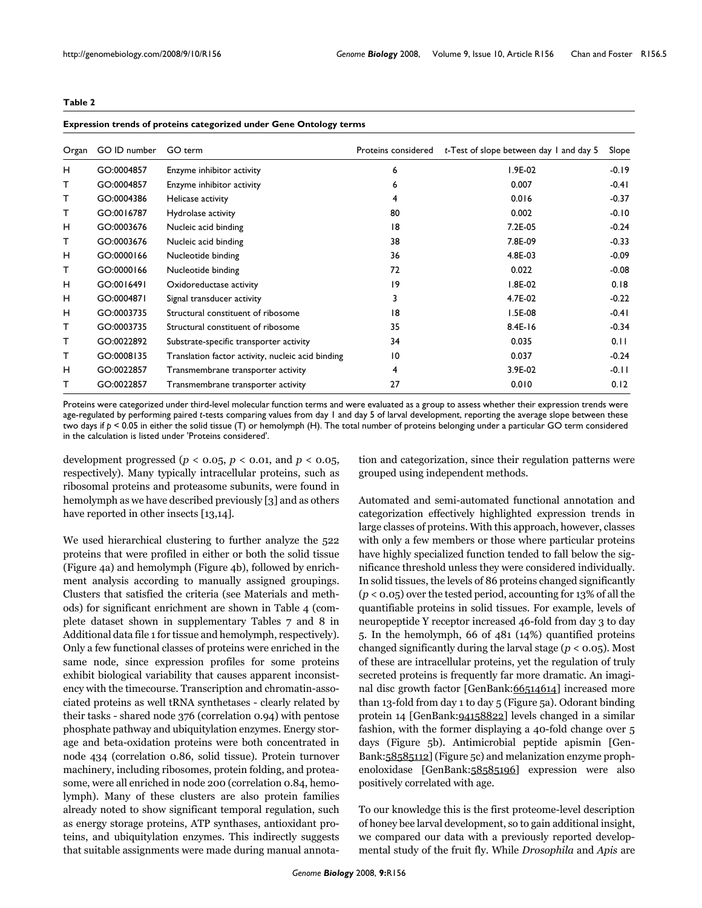**Table 2**

**Expression trends of proteins categorized under Gene Ontology terms**

| Organ | GO ID number | GO term | Proteins considered | *t*-Test of slope between day 1 and day 5 | Slope |
|---|---|---|---|---|---|
| H | GO:0004857 | Enzyme inhibitor activity | 6 | 1.9E-02 | -0.19 |
| T | GO:0004857 | Enzyme inhibitor activity | 6 | 0.007 | -0.41 |
| T | GO:0004386 | Helicase activity | 4 | 0.016 | -0.37 |
| T | GO:0016787 | Hydrolase activity | 80 | 0.002 | -0.10 |
| H | GO:0003676 | Nucleic acid binding | 18 | 7.2E-05 | -0.24 |
| T | GO:0003676 | Nucleic acid binding | 38 | 7.8E-09 | -0.33 |
| H | GO:0000166 | Nucleotide binding | 36 | 4.8E-03 | -0.09 |
| T | GO:0000166 | Nucleotide binding | 72 | 0.022 | -0.08 |
| H | GO:0016491 | Oxidoreductase activity | 19 | 1.8E-02 | 0.18 |
| H | GO:0004871 | Signal transducer activity | 3 | 4.7E-02 | -0.22 |
| H | GO:0003735 | Structural constituent of ribosome | 18 | 1.5E-08 | -0.41 |
| T | GO:0003735 | Structural constituent of ribosome | 35 | 8.4E-16 | -0.34 |
| T | GO:0022892 | Substrate-specific transporter activity | 34 | 0.035 | 0.11 |
| T | GO:0008135 | Translation factor activity, nucleic acid binding | 10 | 0.037 | -0.24 |
| H | GO:0022857 | Transmembrane transporter activity | 4 | 3.9E-02 | -0.11 |
| T | GO:0022857 | Transmembrane transporter activity | 27 | 0.010 | 0.12 |

Proteins were categorized under third-level molecular function terms and were evaluated as a group to assess whether their expression trends were age-regulated by performing paired *t*-tests comparing values from day 1 and day 5 of larval development, reporting the average slope between these two days if $p < 0.05$ in either the solid tissue (T) or hemolymph (H). The total number of proteins belonging under a particular GO term considered in the calculation is listed under 'Proteins considered'.

development progressed ($p < 0.05$, $p < 0.01$, and $p < 0.05$, respectively). Many typically intracellular proteins, such as ribosomal proteins and proteasome subunits, were found in hemolymph as we have described previously [3] and as others have reported in other insects [13,14].

We used hierarchical clustering to further analyze the 522 proteins that were profiled in either or both the solid tissue (Figure 4a) and hemolymph (Figure 4b), followed by enrichment analysis according to manually assigned groupings. Clusters that satisfied the criteria (see Materials and methods) for significant enrichment are shown in Table 4 (complete dataset shown in supplementary Tables 7 and 8 in Additional data file 1 for tissue and hemolymph, respectively). Only a few functional classes of proteins were enriched in the same node, since expression profiles for some proteins exhibit biological variability that causes apparent inconsistency with the timecourse. Transcription and chromatin-associated proteins as well tRNA synthetases - clearly related by their tasks - shared node 376 (correlation 0.94) with pentose phosphate pathway and ubiquitylation enzymes. Energy storage and beta-oxidation proteins were both concentrated in node 434 (correlation 0.86, solid tissue). Protein turnover machinery, including ribosomes, protein folding, and proteasome, were all enriched in node 200 (correlation 0.84, hemolymph). Many of these clusters are also protein families already noted to show significant temporal regulation, such as energy storage proteins, ATP synthases, antioxidant proteins, and ubiquitylation enzymes. This indirectly suggests that suitable assignments were made during manual annotation and categorization, since their regulation patterns were grouped using independent methods.

Automated and semi-automated functional annotation and categorization effectively highlighted expression trends in large classes of proteins. With this approach, however, classes with only a few members or those where particular proteins have highly specialized function tended to fall below the significance threshold unless they were considered individually. In solid tissues, the levels of 86 proteins changed significantly ($p < 0.05$) over the tested period, accounting for 13% of all the quantifiable proteins in solid tissues. For example, levels of neuropeptide Y receptor increased 46-fold from day 3 to day 5. In the hemolymph, 66 of 481 (14%) quantified proteins changed significantly during the larval stage ($p < 0.05$). Most of these are intracellular proteins, yet the regulation of truly secreted proteins is frequently far more dramatic. An imaginal disc growth factor [GenBank:66514614] increased more than 13-fold from day 1 to day 5 (Figure 5a). Odorant binding protein 14 [GenBank:94158822] levels changed in a similar fashion, with the former displaying a 40-fold change over 5 days (Figure 5b). Antimicrobial peptide apismin [GenBank:58585112] (Figure 5c) and melanization enzyme prophenoloxidase [GenBank:58585196] expression were also positively correlated with age.

To our knowledge this is the first proteome-level description of honey bee larval development, so to gain additional insight, we compared our data with a previously reported developmental study of the fruit fly. While *Drosophila* and *Apis* are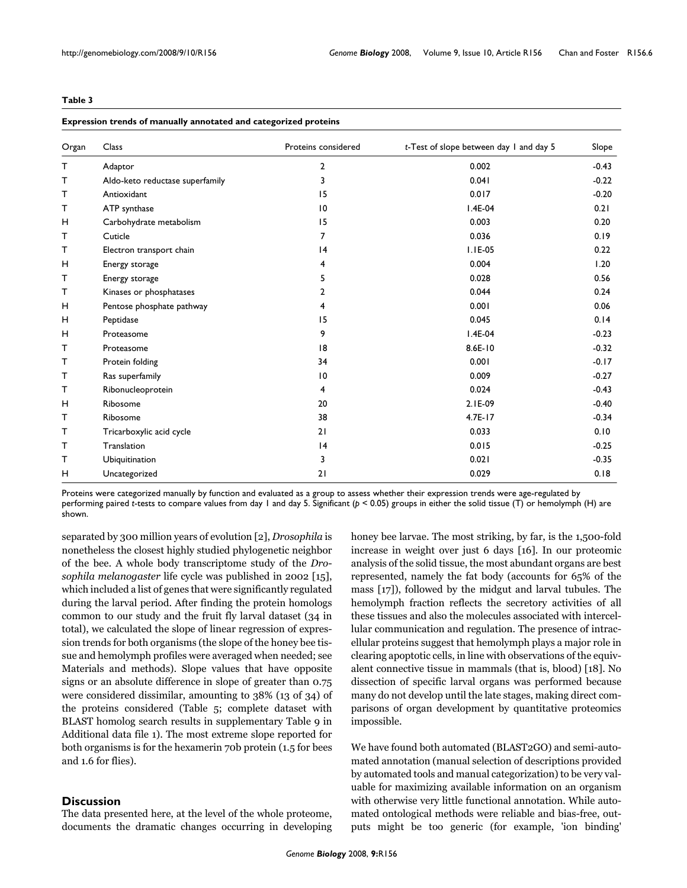**Table 3**

**Expression trends of manually annotated and categorized proteins**

| Organ | Class | Proteins considered | *t*-Test of slope between day 1 and day 5 | Slope |
|---|---|---|---|---|
| T | Adaptor | 2 | 0.002 | -0.43 |
| T | Aldo-keto reductase superfamily | 3 | 0.041 | -0.22 |
| T | Antioxidant | 15 | 0.017 | -0.20 |
| T | ATP synthase | 10 | 1.4E-04 | 0.21 |
| H | Carbohydrate metabolism | 15 | 0.003 | 0.20 |
| T | Cuticle | 7 | 0.036 | 0.19 |
| T | Electron transport chain | 14 | 1.1E-05 | 0.22 |
| H | Energy storage | 4 | 0.004 | 1.20 |
| T | Energy storage | 5 | 0.028 | 0.56 |
| T | Kinases or phosphatases | 2 | 0.044 | 0.24 |
| H | Pentose phosphate pathway | 4 | 0.001 | 0.06 |
| H | Peptidase | 15 | 0.045 | 0.14 |
| H | Proteasome | 9 | 1.4E-04 | -0.23 |
| T | Proteasome | 18 | 8.6E-10 | -0.32 |
| T | Protein folding | 34 | 0.001 | -0.17 |
| T | Ras superfamily | 10 | 0.009 | -0.27 |
| T | Ribonucleoprotein | 4 | 0.024 | -0.43 |
| H | Ribosome | 20 | 2.1E-09 | -0.40 |
| T | Ribosome | 38 | 4.7E-17 | -0.34 |
| T | Tricarboxylic acid cycle | 21 | 0.033 | 0.10 |
| T | Translation | 14 | 0.015 | -0.25 |
| T | Ubiquitination | 3 | 0.021 | -0.35 |
| H | Uncategorized | 21 | 0.029 | 0.18 |

Proteins were categorized manually by function and evaluated as a group to assess whether their expression trends were age-regulated by performing paired *t*-tests to compare values from day 1 and day 5. Significant ($p < 0.05$) groups in either the solid tissue (T) or hemolymph (H) are shown.

separated by 300 million years of evolution [2], *Drosophila* is nonetheless the closest highly studied phylogenetic neighbor of the bee. A whole body transcriptome study of the *Drosophila melanogaster* life cycle was published in 2002 [15], which included a list of genes that were significantly regulated during the larval period. After finding the protein homologs common to our study and the fruit fly larval dataset (34 in total), we calculated the slope of linear regression of expression trends for both organisms (the slope of the honey bee tissue and hemolymph profiles were averaged when needed; see Materials and methods). Slope values that have opposite signs or an absolute difference in slope of greater than 0.75 were considered dissimilar, amounting to 38% (13 of 34) of the proteins considered (Table 5; complete dataset with BLAST homolog search results in supplementary Table 9 in Additional data file 1). The most extreme slope reported for both organisms is for the hexamerin 70b protein (1.5 for bees and 1.6 for flies).

## Discussion

The data presented here, at the level of the whole proteome, documents the dramatic changes occurring in developing honey bee larvae. The most striking, by far, is the 1,500-fold increase in weight over just 6 days [16]. In our proteomic analysis of the solid tissue, the most abundant organs are best represented, namely the fat body (accounts for 65% of the mass [17]), followed by the midgut and larval tubules. The hemolymph fraction reflects the secretory activities of all these tissues and also the molecules associated with intercellular communication and regulation. The presence of intracellular proteins suggest that hemolymph plays a major role in clearing apoptotic cells, in line with observations of the equivalent connective tissue in mammals (that is, blood) [18]. No dissection of specific larval organs was performed because many do not develop until the late stages, making direct comparisons of organ development by quantitative proteomics impossible.

We have found both automated (BLAST2GO) and semi-automated annotation (manual selection of descriptions provided by automated tools and manual categorization) to be very valuable for maximizing available information on an organism with otherwise very little functional annotation. While automated ontological methods were reliable and bias-free, outputs might be too generic (for example, 'ion binding'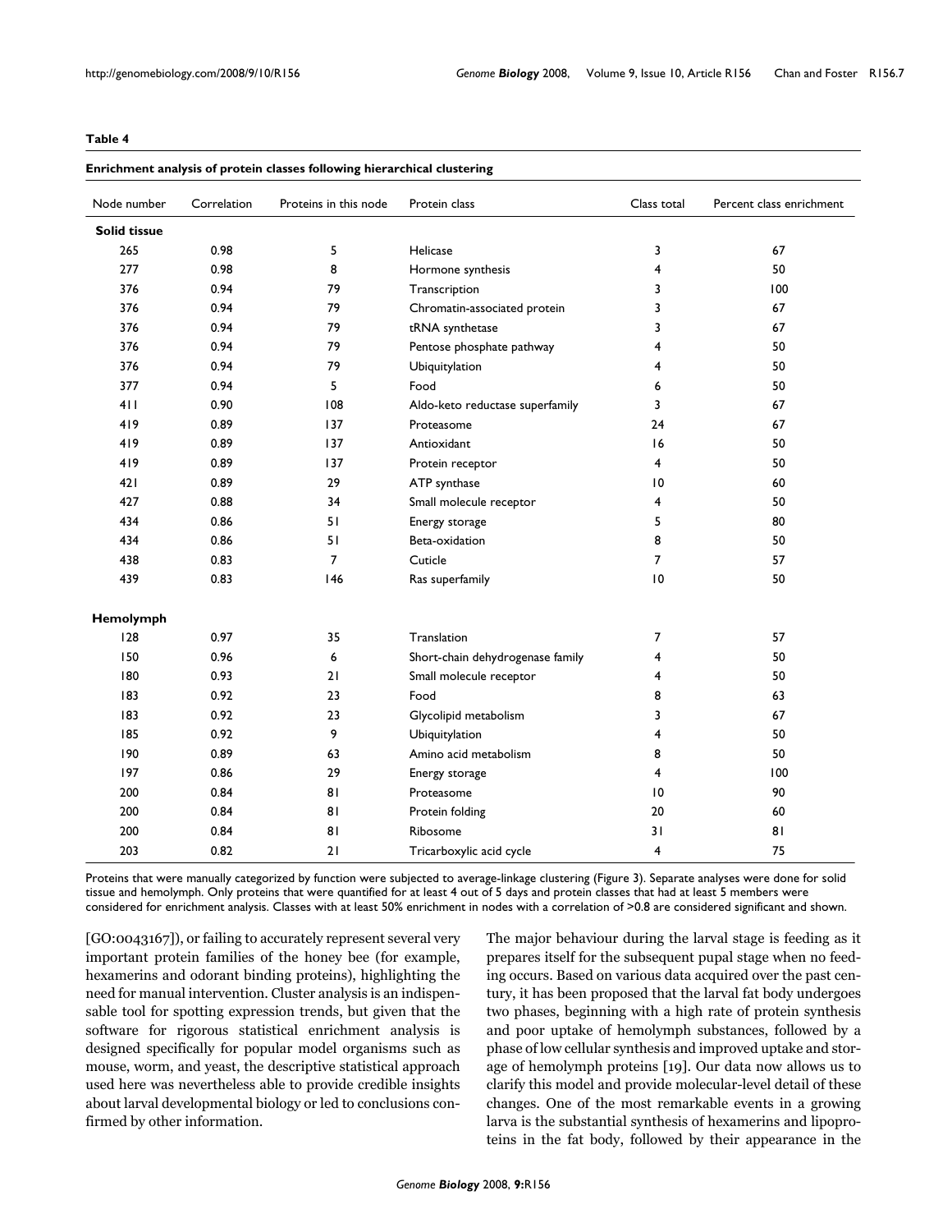**Table 4**

**Enrichment analysis of protein classes following hierarchical clustering**

| Node number | Correlation | Proteins in this node | Protein class | Class total | Percent class enrichment |
|---|---|---|---|---|---|
| **Solid tissue** | | | | | |
| 265 | 0.98 | 5 | Helicase | 3 | 67 |
| 277 | 0.98 | 8 | Hormone synthesis | 4 | 50 |
| 376 | 0.94 | 79 | Transcription | 3 | 100 |
| 376 | 0.94 | 79 | Chromatin-associated protein | 3 | 67 |
| 376 | 0.94 | 79 | tRNA synthetase | 3 | 67 |
| 376 | 0.94 | 79 | Pentose phosphate pathway | 4 | 50 |
| 376 | 0.94 | 79 | Ubiquitylation | 4 | 50 |
| 377 | 0.94 | 5 | Food | 6 | 50 |
| 411 | 0.90 | 108 | Aldo-keto reductase superfamily | 3 | 67 |
| 419 | 0.89 | 137 | Proteasome | 24 | 67 |
| 419 | 0.89 | 137 | Antioxidant | 16 | 50 |
| 419 | 0.89 | 137 | Protein receptor | 4 | 50 |
| 421 | 0.89 | 29 | ATP synthase | 10 | 60 |
| 427 | 0.88 | 34 | Small molecule receptor | 4 | 50 |
| 434 | 0.86 | 51 | Energy storage | 5 | 80 |
| 434 | 0.86 | 51 | Beta-oxidation | 8 | 50 |
| 438 | 0.83 | 7 | Cuticle | 7 | 57 |
| 439 | 0.83 | 146 | Ras superfamily | 10 | 50 |
| **Hemolymph** | | | | | |
| 128 | 0.97 | 35 | Translation | 7 | 57 |
| 150 | 0.96 | 6 | Short-chain dehydrogenase family | 4 | 50 |
| 180 | 0.93 | 21 | Small molecule receptor | 4 | 50 |
| 183 | 0.92 | 23 | Food | 8 | 63 |
| 183 | 0.92 | 23 | Glycolipid metabolism | 3 | 67 |
| 185 | 0.92 | 9 | Ubiquitylation | 4 | 50 |
| 190 | 0.89 | 63 | Amino acid metabolism | 8 | 50 |
| 197 | 0.86 | 29 | Energy storage | 4 | 100 |
| 200 | 0.84 | 81 | Proteasome | 10 | 90 |
| 200 | 0.84 | 81 | Protein folding | 20 | 60 |
| 200 | 0.84 | 81 | Ribosome | 31 | 81 |
| 203 | 0.82 | 21 | Tricarboxylic acid cycle | 4 | 75 |

Proteins that were manually categorized by function were subjected to average-linkage clustering (Figure 3). Separate analyses were done for solid tissue and hemolymph. Only proteins that were quantified for at least 4 out of 5 days and protein classes that had at least 5 members were considered for enrichment analysis. Classes with at least 50% enrichment in nodes with a correlation of >0.8 are considered significant and shown.

[GO:0043167]), or failing to accurately represent several very important protein families of the honey bee (for example, hexamerins and odorant binding proteins), highlighting the need for manual intervention. Cluster analysis is an indispensable tool for spotting expression trends, but given that the software for rigorous statistical enrichment analysis is designed specifically for popular model organisms such as mouse, worm, and yeast, the descriptive statistical approach used here was nevertheless able to provide credible insights about larval developmental biology or led to conclusions confirmed by other information.

The major behaviour during the larval stage is feeding as it prepares itself for the subsequent pupal stage when no feeding occurs. Based on various data acquired over the past century, it has been proposed that the larval fat body undergoes two phases, beginning with a high rate of protein synthesis and poor uptake of hemolymph substances, followed by a phase of low cellular synthesis and improved uptake and storage of hemolymph proteins [19]. Our data now allows us to clarify this model and provide molecular-level detail of these changes. One of the most remarkable events in a growing larva is the substantial synthesis of hexamerins and lipoproteins in the fat body, followed by their appearance in the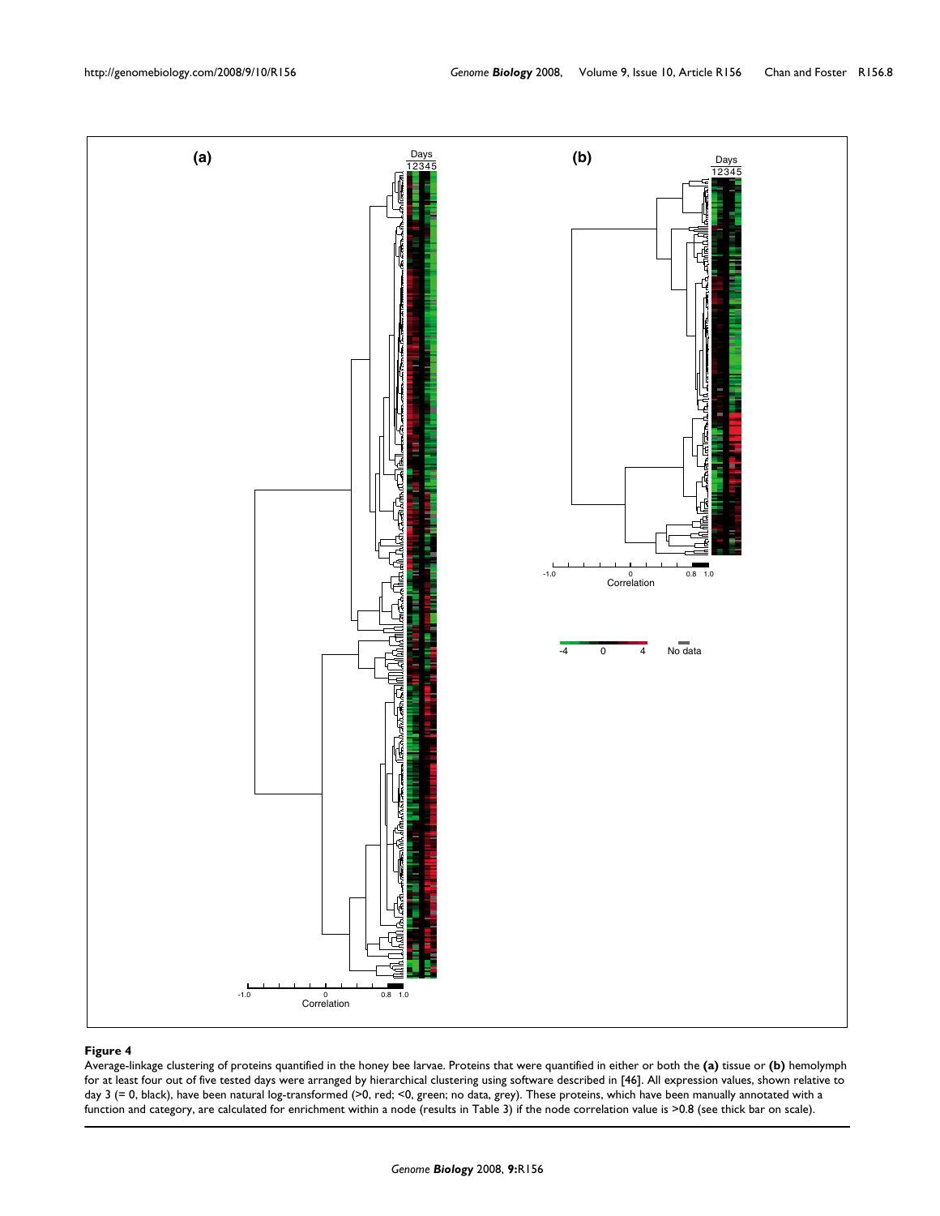**Figure 4**

Average-linkage clustering of proteins quantified in the honey bee larvae. Proteins that were quantified in either or both the **(a)** tissue or **(b)** hemolymph for at least four out of five tested days were arranged by hierarchical clustering using software described in [46]. All expression values, shown relative to day 3 (= 0, black), have been natural log-transformed (>0, red; <0, green; no data, grey). These proteins, which have been manually annotated with a function and category, are calculated for enrichment within a node (results in Table 3) if the node correlation value is >0.8 (see thick bar on scale).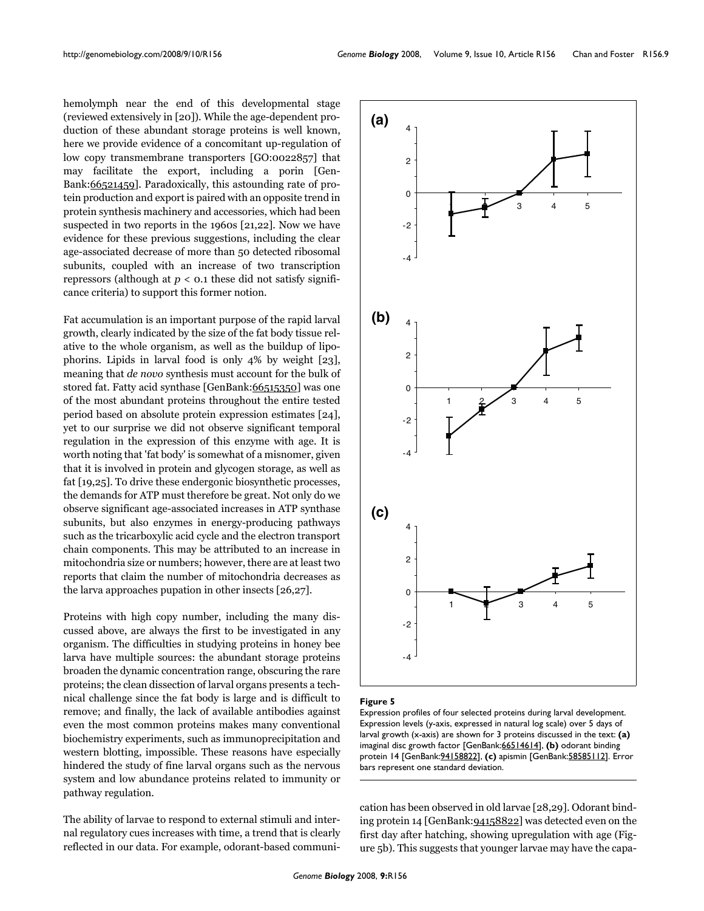hemolymph near the end of this developmental stage (reviewed extensively in [20]). While the age-dependent production of these abundant storage proteins is well known, here we provide evidence of a concomitant up-regulation of low copy transmembrane transporters [GO:0022857] that may facilitate the export, including a porin [GenBank:66521459]. Paradoxically, this astounding rate of protein production and export is paired with an opposite trend in protein synthesis machinery and accessories, which had been suspected in two reports in the 1960s [21,22]. Now we have evidence for these previous suggestions, including the clear age-associated decrease of more than 50 detected ribosomal subunits, coupled with an increase of two transcription repressors (although at $p < 0.1$ these did not satisfy significance criteria) to support this former notion.

Fat accumulation is an important purpose of the rapid larval growth, clearly indicated by the size of the fat body tissue relative to the whole organism, as well as the buildup of lipophorins. Lipids in larval food is only 4% by weight [23], meaning that *de novo* synthesis must account for the bulk of stored fat. Fatty acid synthase [GenBank:66515350] was one of the most abundant proteins throughout the entire tested period based on absolute protein expression estimates [24], yet to our surprise we did not observe significant temporal regulation in the expression of this enzyme with age. It is worth noting that 'fat body' is somewhat of a misnomer, given that it is involved in protein and glycogen storage, as well as fat [19,25]. To drive these endergonic biosynthetic processes, the demands for ATP must therefore be great. Not only do we observe significant age-associated increases in ATP synthase subunits, but also enzymes in energy-producing pathways such as the tricarboxylic acid cycle and the electron transport chain components. This may be attributed to an increase in mitochondria size or numbers; however, there are at least two reports that claim the number of mitochondria decreases as the larva approaches pupation in other insects [26,27].

Proteins with high copy number, including the many discussed above, are always the first to be investigated in any organism. The difficulties in studying proteins in honey bee larva have multiple sources: the abundant storage proteins broaden the dynamic concentration range, obscuring the rare proteins; the clean dissection of larval organs presents a technical challenge since the fat body is large and is difficult to remove; and finally, the lack of available antibodies against even the most common proteins makes many conventional biochemistry experiments, such as immunoprecipitation and western blotting, impossible. These reasons have especially hindered the study of fine larval organs such as the nervous system and low abundance proteins related to immunity or pathway regulation.

The ability of larvae to respond to external stimuli and internal regulatory cues increases with time, a trend that is clearly reflected in our data. For example, odorant-based communication has been observed in old larvae [28,29]. Odorant binding protein 14 [GenBank:94158822] was detected even on the first day after hatching, showing upregulation with age (Figure 5b). This suggests that younger larvae may have the capa-

**Figure 5**

Expression profiles of four selected proteins during larval development. Expression levels (y-axis, expressed in natural log scale) over 5 days of larval growth (x-axis) are shown for 3 proteins discussed in the text: **(a)** imaginal disc growth factor [GenBank:66514614], **(b)** odorant binding protein 14 [GenBank:94158822], **(c)** apismin [GenBank:58585112]. Error bars represent one standard deviation.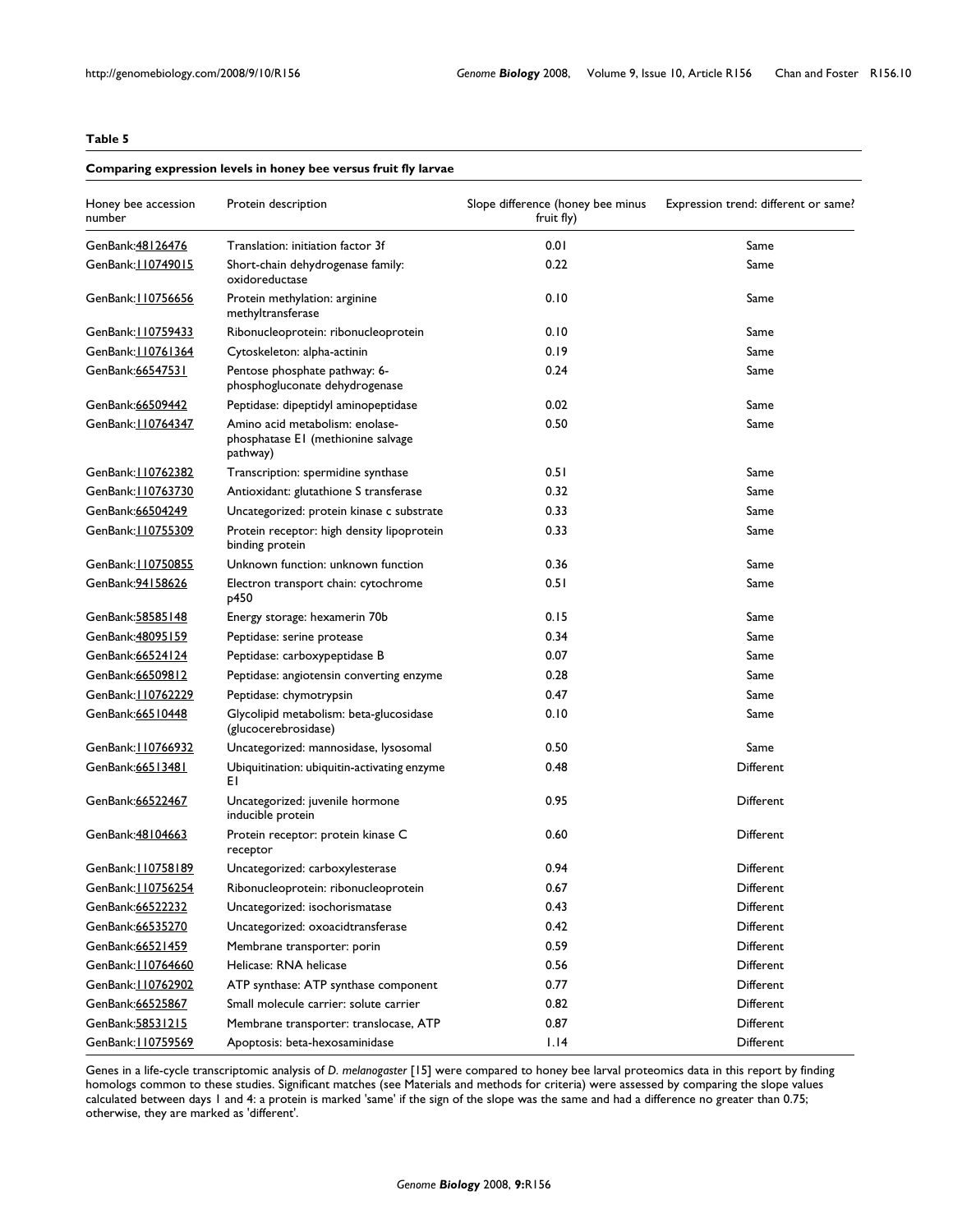**Table 5**

**Comparing expression levels in honey bee versus fruit fly larvae**

| Honey bee accession number | Protein description | Slope difference (honey bee minus fruit fly) | Expression trend: different or same? |
|---|---|---|---|
| GenBank:48126476 | Translation: initiation factor 3f | 0.01 | Same |
| GenBank:110749015 | Short-chain dehydrogenase family: oxidoreductase | 0.22 | Same |
| GenBank:110756656 | Protein methylation: arginine methyltransferase | 0.10 | Same |
| GenBank:110759433 | Ribonucleoprotein: ribonucleoprotein | 0.10 | Same |
| GenBank:110761364 | Cytoskeleton: alpha-actinin | 0.19 | Same |
| GenBank:66547531 | Pentose phosphate pathway: 6-phosphogluconate dehydrogenase | 0.24 | Same |
| GenBank:66509442 | Peptidase: dipeptidyl aminopeptidase | 0.02 | Same |
| GenBank:110764347 | Amino acid metabolism: enolase-phosphatase E1 (methionine salvage pathway) | 0.50 | Same |
| GenBank:110762382 | Transcription: spermidine synthase | 0.51 | Same |
| GenBank:110763730 | Antioxidant: glutathione S transferase | 0.32 | Same |
| GenBank:66504249 | Uncategorized: protein kinase c substrate | 0.33 | Same |
| GenBank:110755309 | Protein receptor: high density lipoprotein binding protein | 0.33 | Same |
| GenBank:110750855 | Unknown function: unknown function | 0.36 | Same |
| GenBank:94158626 | Electron transport chain: cytochrome p450 | 0.51 | Same |
| GenBank:58585148 | Energy storage: hexamerin 70b | 0.15 | Same |
| GenBank:48095159 | Peptidase: serine protease | 0.34 | Same |
| GenBank:66524124 | Peptidase: carboxypeptidase B | 0.07 | Same |
| GenBank:66509812 | Peptidase: angiotensin converting enzyme | 0.28 | Same |
| GenBank:110762229 | Peptidase: chymotrypsin | 0.47 | Same |
| GenBank:66510448 | Glycolipid metabolism: beta-glucosidase (glucocerebrosidase) | 0.10 | Same |
| GenBank:110766932 | Uncategorized: mannosidase, lysosomal | 0.50 | Same |
| GenBank:66513481 | Ubiquitination: ubiquitin-activating enzyme E1 | 0.48 | Different |
| GenBank:66522467 | Uncategorized: juvenile hormone inducible protein | 0.95 | Different |
| GenBank:48104663 | Protein receptor: protein kinase C receptor | 0.60 | Different |
| GenBank:110758189 | Uncategorized: carboxylesterase | 0.94 | Different |
| GenBank:110756254 | Ribonucleoprotein: ribonucleoprotein | 0.67 | Different |
| GenBank:66522232 | Uncategorized: isochorismatase | 0.43 | Different |
| GenBank:66535270 | Uncategorized: oxoacidtransferase | 0.42 | Different |
| GenBank:66521459 | Membrane transporter: porin | 0.59 | Different |
| GenBank:110764660 | Helicase: RNA helicase | 0.56 | Different |
| GenBank:110762902 | ATP synthase: ATP synthase component | 0.77 | Different |
| GenBank:66525867 | Small molecule carrier: solute carrier | 0.82 | Different |
| GenBank:58531215 | Membrane transporter: translocase, ATP | 0.87 | Different |
| GenBank:110759569 | Apoptosis: beta-hexosaminidase | 1.14 | Different |

Genes in a life-cycle transcriptomic analysis of *D. melanogaster* [15] were compared to honey bee larval proteomics data in this report by finding homologs common to these studies. Significant matches (see Materials and methods for criteria) were assessed by comparing the slope values calculated between days 1 and 4: a protein is marked 'same' if the sign of the slope was the same and had a difference no greater than 0.75; otherwise, they are marked as 'different'.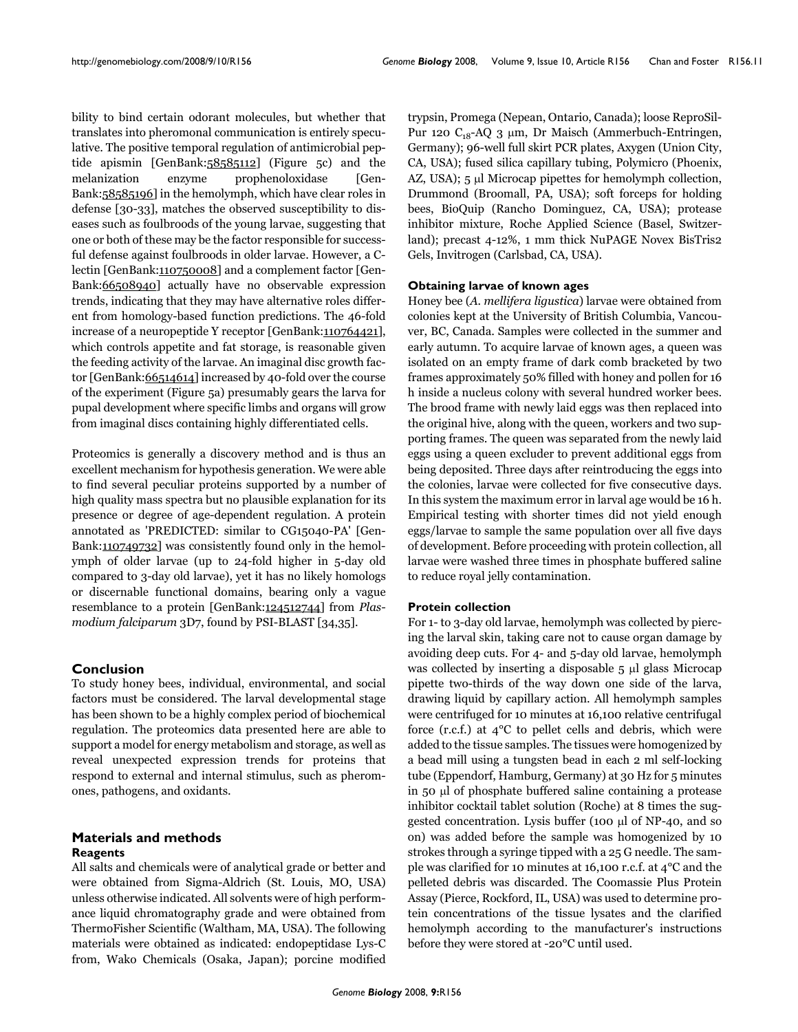bility to bind certain odorant molecules, but whether that translates into pheromonal communication is entirely speculative. The positive temporal regulation of antimicrobial peptide apismin [GenBank:58585112] (Figure 5c) and the melanization enzyme prophenoloxidase [GenBank:58585196] in the hemolymph, which have clear roles in defense [30-33], matches the observed susceptibility to diseases such as foulbroods of the young larvae, suggesting that one or both of these may be the factor responsible for successful defense against foulbroods in older larvae. However, a C-lectin [GenBank:110750008] and a complement factor [GenBank:66508940] actually have no observable expression trends, indicating that they may have alternative roles different from homology-based function predictions. The 46-fold increase of a neuropeptide Y receptor [GenBank:110764421], which controls appetite and fat storage, is reasonable given the feeding activity of the larvae. An imaginal disc growth factor [GenBank:66514614] increased by 40-fold over the course of the experiment (Figure 5a) presumably gears the larva for pupal development where specific limbs and organs will grow from imaginal discs containing highly differentiated cells.

Proteomics is generally a discovery method and is thus an excellent mechanism for hypothesis generation. We were able to find several peculiar proteins supported by a number of high quality mass spectra but no plausible explanation for its presence or degree of age-dependent regulation. A protein annotated as 'PREDICTED: similar to CG15040-PA' [GenBank:110749732] was consistently found only in the hemolymph of older larvae (up to 24-fold higher in 5-day old compared to 3-day old larvae), yet it has no likely homologs or discernable functional domains, bearing only a vague resemblance to a protein [GenBank:124512744] from *Plasmodium falciparum* 3D7, found by PSI-BLAST [34,35].

## Conclusion

To study honey bees, individual, environmental, and social factors must be considered. The larval developmental stage has been shown to be a highly complex period of biochemical regulation. The proteomics data presented here are able to support a model for energy metabolism and storage, as well as reveal unexpected expression trends for proteins that respond to external and internal stimulus, such as pheromones, pathogens, and oxidants.

## Materials and methods

### Reagents

All salts and chemicals were of analytical grade or better and were obtained from Sigma-Aldrich (St. Louis, MO, USA) unless otherwise indicated. All solvents were of high performance liquid chromatography grade and were obtained from ThermoFisher Scientific (Waltham, MA, USA). The following materials were obtained as indicated: endopeptidase Lys-C from, Wako Chemicals (Osaka, Japan); porcine modified trypsin, Promega (Nepean, Ontario, Canada); loose ReproSil-Pur 120 $C_{18}$-AQ 3 μm, Dr Maisch (Ammerbuch-Entringen, Germany); 96-well full skirt PCR plates, Axygen (Union City, CA, USA); fused silica capillary tubing, Polymicro (Phoenix, AZ, USA); 5 μl Microcap pipettes for hemolymph collection, Drummond (Broomall, PA, USA); soft forceps for holding bees, BioQuip (Rancho Dominguez, CA, USA); protease inhibitor mixture, Roche Applied Science (Basel, Switzerland); precast 4-12%, 1 mm thick NuPAGE Novex BisTris2 Gels, Invitrogen (Carlsbad, CA, USA).

### Obtaining larvae of known ages

Honey bee (*A. mellifera ligustica*) larvae were obtained from colonies kept at the University of British Columbia, Vancouver, BC, Canada. Samples were collected in the summer and early autumn. To acquire larvae of known ages, a queen was isolated on an empty frame of dark comb bracketed by two frames approximately 50% filled with honey and pollen for 16 h inside a nucleus colony with several hundred worker bees. The brood frame with newly laid eggs was then replaced into the original hive, along with the queen, workers and two supporting frames. The queen was separated from the newly laid eggs using a queen excluder to prevent additional eggs from being deposited. Three days after reintroducing the eggs into the colonies, larvae were collected for five consecutive days. In this system the maximum error in larval age would be 16 h. Empirical testing with shorter times did not yield enough eggs/larvae to sample the same population over all five days of development. Before proceeding with protein collection, all larvae were washed three times in phosphate buffered saline to reduce royal jelly contamination.

### Protein collection

For 1- to 3-day old larvae, hemolymph was collected by piercing the larval skin, taking care not to cause organ damage by avoiding deep cuts. For 4- and 5-day old larvae, hemolymph was collected by inserting a disposable 5 μl glass Microcap pipette two-thirds of the way down one side of the larva, drawing liquid by capillary action. All hemolymph samples were centrifuged for 10 minutes at 16,100 relative centrifugal force (r.c.f.) at 4°C to pellet cells and debris, which were added to the tissue samples. The tissues were homogenized by a bead mill using a tungsten bead in each 2 ml self-locking tube (Eppendorf, Hamburg, Germany) at 30 Hz for 5 minutes in 50 μl of phosphate buffered saline containing a protease inhibitor cocktail tablet solution (Roche) at 8 times the suggested concentration. Lysis buffer (100 μl of NP-40, and so on) was added before the sample was homogenized by 10 strokes through a syringe tipped with a 25 G needle. The sample was clarified for 10 minutes at 16,100 r.c.f. at 4°C and the pelleted debris was discarded. The Coomassie Plus Protein Assay (Pierce, Rockford, IL, USA) was used to determine protein concentrations of the tissue lysates and the clarified hemolymph according to the manufacturer's instructions before they were stored at -20°C until used.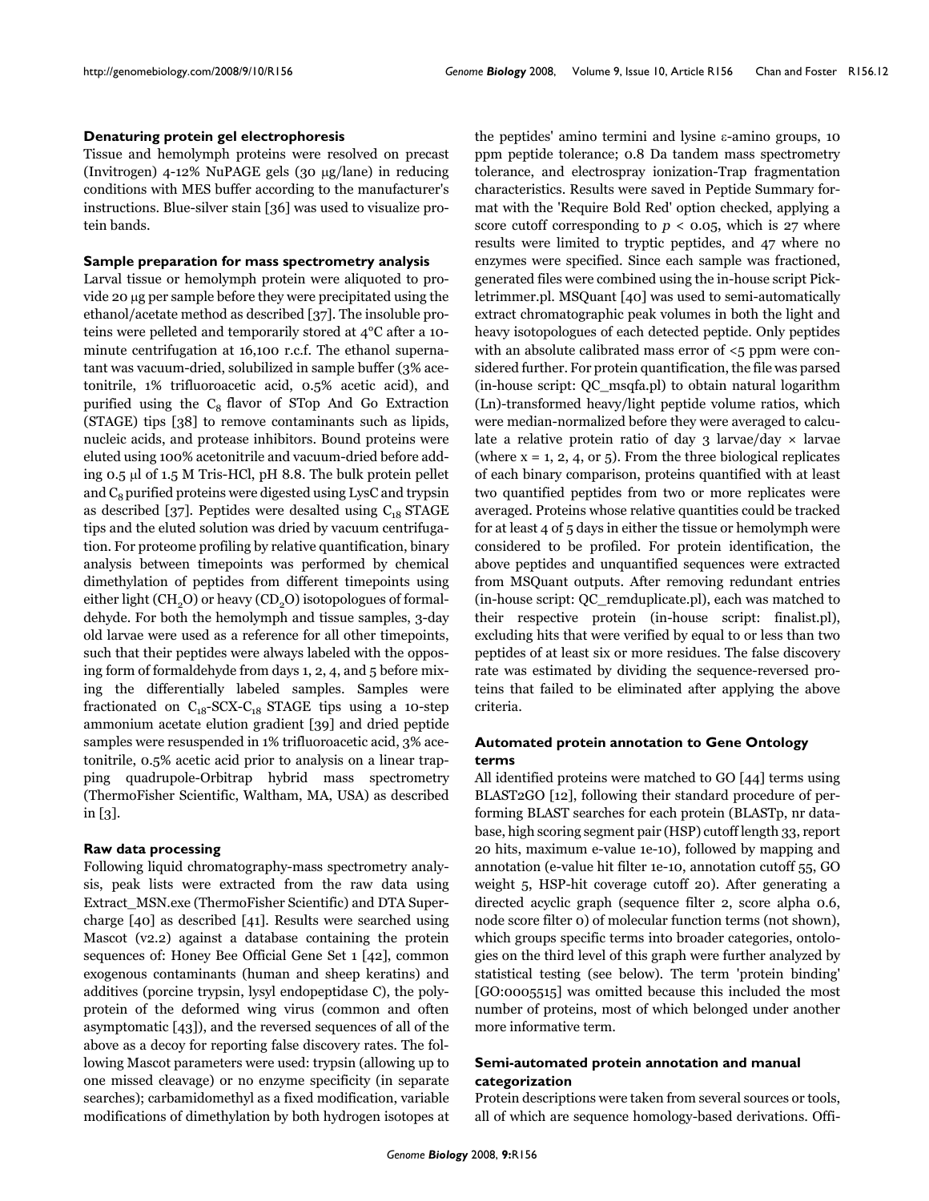### Denaturing protein gel electrophoresis

Tissue and hemolymph proteins were resolved on precast (Invitrogen) 4-12% NuPAGE gels (30 μg/lane) in reducing conditions with MES buffer according to the manufacturer's instructions. Blue-silver stain [36] was used to visualize protein bands.

### Sample preparation for mass spectrometry analysis

Larval tissue or hemolymph protein were aliquoted to provide 20 μg per sample before they were precipitated using the ethanol/acetate method as described [37]. The insoluble proteins were pelleted and temporarily stored at 4°C after a 10-minute centrifugation at 16,100 r.c.f. The ethanol supernatant was vacuum-dried, solubilized in sample buffer (3% acetonitrile, 1% trifluoroacetic acid, 0.5% acetic acid), and purified using the $C_8$ flavor of STop And Go Extraction (STAGE) tips [38] to remove contaminants such as lipids, nucleic acids, and protease inhibitors. Bound proteins were eluted using 100% acetonitrile and vacuum-dried before adding 0.5 μl of 1.5 M Tris-HCl, pH 8.8. The bulk protein pellet and $C_8$ purified proteins were digested using LysC and trypsin as described [37]. Peptides were desalted using $C_{18}$ STAGE tips and the eluted solution was dried by vacuum centrifugation. For proteome profiling by relative quantification, binary analysis between timepoints was performed by chemical dimethylation of peptides from different timepoints using either light ($CH_2O$) or heavy ($CD_2O$) isotopologues of formaldehyde. For both the hemolymph and tissue samples, 3-day old larvae were used as a reference for all other timepoints, such that their peptides were always labeled with the opposing form of formaldehyde from days 1, 2, 4, and 5 before mixing the differentially labeled samples. Samples were fractionated on $C_{18}$-SCX-$C_{18}$ STAGE tips using a 10-step ammonium acetate elution gradient [39] and dried peptide samples were resuspended in 1% trifluoroacetic acid, 3% acetonitrile, 0.5% acetic acid prior to analysis on a linear trapping quadrupole-Orbitrap hybrid mass spectrometry (ThermoFisher Scientific, Waltham, MA, USA) as described in [3].

### Raw data processing

Following liquid chromatography-mass spectrometry analysis, peak lists were extracted from the raw data using Extract_MSN.exe (ThermoFisher Scientific) and DTA Supercharge [40] as described [41]. Results were searched using Mascot (v2.2) against a database containing the protein sequences of: Honey Bee Official Gene Set 1 [42], common exogenous contaminants (human and sheep keratins) and additives (porcine trypsin, lysyl endopeptidase C), the polyprotein of the deformed wing virus (common and often asymptomatic [43]), and the reversed sequences of all of the above as a decoy for reporting false discovery rates. The following Mascot parameters were used: trypsin (allowing up to one missed cleavage) or no enzyme specificity (in separate searches); carbamidomethyl as a fixed modification, variable modifications of dimethylation by both hydrogen isotopes at the peptides' amino termini and lysine ε-amino groups, 10 ppm peptide tolerance; 0.8 Da tandem mass spectrometry tolerance, and electrospray ionization-Trap fragmentation characteristics. Results were saved in Peptide Summary format with the 'Require Bold Red' option checked, applying a score cutoff corresponding to $p < 0.05$, which is 27 where results were limited to tryptic peptides, and 47 where no enzymes were specified. Since each sample was fractioned, generated files were combined using the in-house script Pickletrimmer.pl. MSQuant [40] was used to semi-automatically extract chromatographic peak volumes in both the light and heavy isotopologues of each detected peptide. Only peptides with an absolute calibrated mass error of <5 ppm were considered further. For protein quantification, the file was parsed (in-house script: QC_msqfa.pl) to obtain natural logarithm (Ln)-transformed heavy/light peptide volume ratios, which were median-normalized before they were averaged to calculate a relative protein ratio of day 3 larvae/day × larvae (where x = 1, 2, 4, or 5). From the three biological replicates of each binary comparison, proteins quantified with at least two quantified peptides from two or more replicates were averaged. Proteins whose relative quantities could be tracked for at least 4 of 5 days in either the tissue or hemolymph were considered to be profiled. For protein identification, the above peptides and unquantified sequences were extracted from MSQuant outputs. After removing redundant entries (in-house script: QC_remduplicate.pl), each was matched to their respective protein (in-house script: finalist.pl), excluding hits that were verified by equal to or less than two peptides of at least six or more residues. The false discovery rate was estimated by dividing the sequence-reversed proteins that failed to be eliminated after applying the above criteria.

### Automated protein annotation to Gene Ontology terms

All identified proteins were matched to GO [44] terms using BLAST2GO [12], following their standard procedure of performing BLAST searches for each protein (BLASTp, nr database, high scoring segment pair (HSP) cutoff length 33, report 20 hits, maximum e-value 1e-10), followed by mapping and annotation (e-value hit filter 1e-10, annotation cutoff 55, GO weight 5, HSP-hit coverage cutoff 20). After generating a directed acyclic graph (sequence filter 2, score alpha 0.6, node score filter 0) of molecular function terms (not shown), which groups specific terms into broader categories, ontologies on the third level of this graph were further analyzed by statistical testing (see below). The term 'protein binding' [GO:0005515] was omitted because this included the most number of proteins, most of which belonged under another more informative term.

### Semi-automated protein annotation and manual categorization

Protein descriptions were taken from several sources or tools, all of which are sequence homology-based derivations. Offi-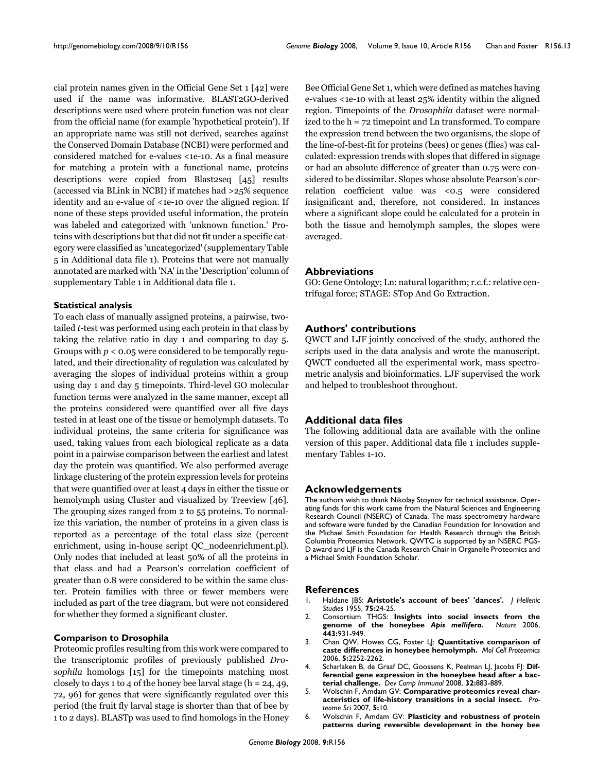cial protein names given in the Official Gene Set 1 [42] were used if the name was informative. BLAST2GO-derived descriptions were used where protein function was not clear from the official name (for example 'hypothetical protein'). If an appropriate name was still not derived, searches against the Conserved Domain Database (NCBI) were performed and considered matched for e-values <1e-10. As a final measure for matching a protein with a functional name, proteins descriptions were copied from Blast2seq [45] results (accessed via BLink in NCBI) if matches had >25% sequence identity and an e-value of <1e-10 over the aligned region. If none of these steps provided useful information, the protein was labeled and categorized with 'unknown function.' Proteins with descriptions but that did not fit under a specific category were classified as 'uncategorized' (supplementary Table 5 in Additional data file 1). Proteins that were not manually annotated are marked with 'NA' in the 'Description' column of supplementary Table 1 in Additional data file 1.

### Statistical analysis

To each class of manually assigned proteins, a pairwise, two-tailed *t*-test was performed using each protein in that class by taking the relative ratio in day 1 and comparing to day 5. Groups with $p < 0.05$ were considered to be temporally regulated, and their directionality of regulation was calculated by averaging the slopes of individual proteins within a group using day 1 and day 5 timepoints. Third-level GO molecular function terms were analyzed in the same manner, except all the proteins considered were quantified over all five days tested in at least one of the tissue or hemolymph datasets. To individual proteins, the same criteria for significance was used, taking values from each biological replicate as a data point in a pairwise comparison between the earliest and latest day the protein was quantified. We also performed average linkage clustering of the protein expression levels for proteins that were quantified over at least 4 days in either the tissue or hemolymph using Cluster and visualized by Treeview [46]. The grouping sizes ranged from 2 to 55 proteins. To normalize this variation, the number of proteins in a given class is reported as a percentage of the total class size (percent enrichment, using in-house script QC_nodeenrichment.pl). Only nodes that included at least 50% of all the proteins in that class and had a Pearson's correlation coefficient of greater than 0.8 were considered to be within the same cluster. Protein families with three or fewer members were included as part of the tree diagram, but were not considered for whether they formed a significant cluster.

### Comparison to Drosophila

Proteomic profiles resulting from this work were compared to the transcriptomic profiles of previously published *Drosophila* homologs [15] for the timepoints matching most closely to days 1 to 4 of the honey bee larval stage (h = 24, 49, 72, 96) for genes that were significantly regulated over this period (the fruit fly larval stage is shorter than that of bee by 1 to 2 days). BLASTp was used to find homologs in the Honey Bee Official Gene Set 1, which were defined as matches having e-values <1e-10 with at least 25% identity within the aligned region. Timepoints of the *Drosophila* dataset were normalized to the h = 72 timepoint and Ln transformed. To compare the expression trend between the two organisms, the slope of the line-of-best-fit for proteins (bees) or genes (flies) was calculated: expression trends with slopes that differed in signage or had an absolute difference of greater than 0.75 were considered to be dissimilar. Slopes whose absolute Pearson's correlation coefficient value was <0.5 were considered insignificant and, therefore, not considered. In instances where a significant slope could be calculated for a protein in both the tissue and hemolymph samples, the slopes were averaged.

## Abbreviations

GO: Gene Ontology; Ln: natural logarithm; r.c.f.: relative centrifugal force; STAGE: STop And Go Extraction.

## Authors' contributions

QWCT and LJF jointly conceived of the study, authored the scripts used in the data analysis and wrote the manuscript. QWCT conducted all the experimental work, mass spectrometric analysis and bioinformatics. LJF supervised the work and helped to troubleshoot throughout.

## Additional data files

The following additional data are available with the online version of this paper. Additional data file 1 includes supplementary Tables 1-10.

## Acknowledgements

The authors wish to thank Nikolay Stoynov for technical assistance. Operating funds for this work came from the Natural Sciences and Engineering Research Council (NSERC) of Canada. The mass spectrometry hardware and software were funded by the Canadian Foundation for Innovation and the Michael Smith Foundation for Health Research through the British Columbia Proteomics Network. QWTC is supported by an NSERC PGS-D award and LJF is the Canada Research Chair in Organelle Proteomics and a Michael Smith Foundation Scholar.

## References

1. Haldane JBS: **Aristotle's account of bees' 'dances'.** *J Hellenic Studies* 1955, **75:**24-25.
2. Consortium THGS: **Insights into social insects from the genome of the honeybee *Apis mellifera*.** *Nature* 2006, **443:**931-949.
3. Chan QW, Howes CG, Foster LJ: **Quantitative comparison of caste differences in honeybee hemolymph.** *Mol Cell Proteomics* 2006, **5:**2252-2262.
4. Scharlaken B, de Graaf DC, Goossens K, Peelman LJ, Jacobs FJ: **Differential gene expression in the honeybee head after a bacterial challenge.** *Dev Comp Immunol* 2008, **32:**883-889.
5. Wolschin F, Amdam GV: **Comparative proteomics reveal characteristics of life-history transitions in a social insect.** *Proteome Sci* 2007, **5:**10.
6. Wolschin F, Amdam GV: **Plasticity and robustness of protein patterns during reversible development in the honey bee**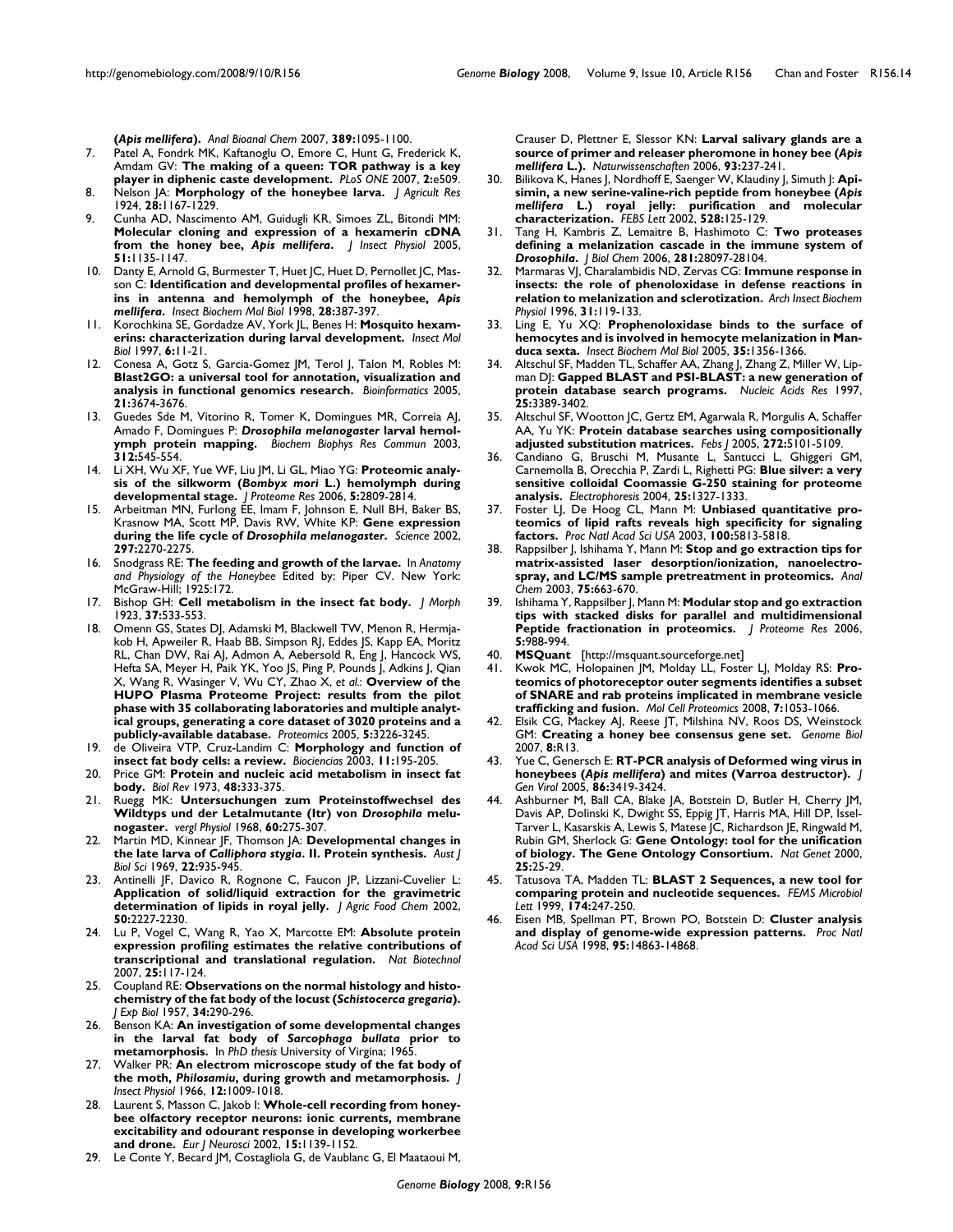(*Apis mellifera*). *Anal Bioanal Chem* 2007, **389:**1095-1100.

7. Patel A, Fondrk MK, Kaftanoglu O, Emore C, Hunt G, Frederick K, Amdam GV: **The making of a queen: TOR pathway is a key player in diphenic caste development.** *PLoS ONE* 2007, **2:**e509.
8. Nelson JA: **Morphology of the honeybee larva.** *J Agricult Res* 1924, **28:**1167-1229.
9. Cunha AD, Nascimento AM, Guidugli KR, Simoes ZL, Bitondi MM: **Molecular cloning and expression of a hexamerin cDNA from the honey bee, *Apis mellifera*.** *J Insect Physiol* 2005, **51:**1135-1147.
10. Danty E, Arnold G, Burmester T, Huet JC, Huet D, Pernollet JC, Masson C: **Identification and developmental profiles of hexamerins in antenna and hemolymph of the honeybee, *Apis mellifera*.** *Insect Biochem Mol Biol* 1998, **28:**387-397.
11. Korochkina SE, Gordadze AV, York JL, Benes H: **Mosquito hexamerins: characterization during larval development.** *Insect Mol Biol* 1997, **6:**11-21.
12. Conesa A, Gotz S, Garcia-Gomez JM, Terol J, Talon M, Robles M: **Blast2GO: a universal tool for annotation, visualization and analysis in functional genomics research.** *Bioinformatics* 2005, **21:**3674-3676.
13. Guedes Sde M, Vitorino R, Tomer K, Domingues MR, Correia AJ, Amado F, Domingues P: ***Drosophila melanogaster* larval hemolymph protein mapping.** *Biochem Biophys Res Commun* 2003, **312:**545-554.
14. Li XH, Wu XF, Yue WF, Liu JM, Li GL, Miao YG: **Proteomic analysis of the silkworm (*Bombyx mori* L.) hemolymph during developmental stage.** *J Proteome Res* 2006, **5:**2809-2814.
15. Arbeitman MN, Furlong EE, Imam F, Johnson E, Null BH, Baker BS, Krasnow MA, Scott MP, Davis RW, White KP: **Gene expression during the life cycle of *Drosophila melanogaster*.** *Science* 2002, **297:**2270-2275.
16. Snodgrass RE: **The feeding and growth of the larvae.** In *Anatomy and Physiology of the Honeybee* Edited by: Piper CV. New York: McGraw-Hill; 1925:172.
17. Bishop GH: **Cell metabolism in the insect fat body.** *J Morph* 1923, **37:**533-553.
18. Omenn GS, States DJ, Adamski M, Blackwell TW, Menon R, Hermjakob H, Apweiler R, Haab BB, Simpson RJ, Eddes JS, Kapp EA, Moritz RL, Chan DW, Rai AJ, Admon A, Aebersold R, Eng J, Hancock WS, Hefta SA, Meyer H, Paik YK, Yoo JS, Ping P, Pounds J, Adkins J, Qian X, Wang R, Wasinger V, Wu CY, Zhao X, *et al.*: **Overview of the HUPO Plasma Proteome Project: results from the pilot phase with 35 collaborating laboratories and multiple analytical groups, generating a core dataset of 3020 proteins and a publicly-available database.** *Proteomics* 2005, **5:**3226-3245.
19. de Oliveira VTP, Cruz-Landim C: **Morphology and function of insect fat body cells: a review.** *Biociencias* 2003, **11:**195-205.
20. Price GM: **Protein and nucleic acid metabolism in insect fat body.** *Biol Rev* 1973, **48:**333-375.
21. Ruegg MK: **Untersuchungen zum Proteinstoffwechsel des Wildtyps und der Letalmutante (ltr) von *Drosophila melunogaster*.** *vergl Physiol* 1968, **60:**275-307.
22. Martin MD, Kinnear JF, Thomson JA: **Developmental changes in the late larva of *Calliphora stygia*. II. Protein synthesis.** *Aust J Biol Sci* 1969, **22:**935-945.
23. Antinelli JF, Davico R, Rognone C, Faucon JP, Lizzani-Cuvelier L: **Application of solid/liquid extraction for the gravimetric determination of lipids in royal jelly.** *J Agric Food Chem* 2002, **50:**2227-2230.
24. Lu P, Vogel C, Wang R, Yao X, Marcotte EM: **Absolute protein expression profiling estimates the relative contributions of transcriptional and translational regulation.** *Nat Biotechnol* 2007, **25:**117-124.
25. Coupland RE: **Observations on the normal histology and histochemistry of the fat body of the locust (*Schistocerca gregaria*).** *J Exp Biol* 1957, **34:**290-296.
26. Benson KA: **An investigation of some developmental changes in the larval fat body of *Sarcophaga bullata* prior to metamorphosis.** In *PhD thesis* University of Virgina; 1965.
27. Walker PR: **An electron microscope study of the fat body of the moth, *Philosamiu*, during growth and metamorphosis.** *J Insect Physiol* 1966, **12:**1009-1018.
28. Laurent S, Masson C, Jakob I: **Whole-cell recording from honeybee olfactory receptor neurons: ionic currents, membrane excitability and odourant response in developing workerbee and drone.** *Eur J Neurosci* 2002, **15:**1139-1152.
29. Le Conte Y, Becard JM, Costagliola G, de Vaublanc G, El Maataoui M, Crauser D, Plettner E, Slessor KN: **Larval salivary glands are a source of primer and releaser pheromone in honey bee (*Apis mellifera* L.).** *Naturwissenschaften* 2006, **93:**237-241.
30. Bilikova K, Hanes J, Nordhoff E, Saenger W, Klaudiny J, Simuth J: **Apisimin, a new serine-valine-rich peptide from honeybee (*Apis mellifera* L.) royal jelly: purification and molecular characterization.** *FEBS Lett* 2002, **528:**125-129.
31. Tang H, Kambris Z, Lemaitre B, Hashimoto C: **Two proteases defining a melanization cascade in the immune system of *Drosophila*.** *J Biol Chem* 2006, **281:**28097-28104.
32. Marmaras VJ, Charalambidis ND, Zervas CG: **Immune response in insects: the role of phenoloxidase in defense reactions in relation to melanization and sclerotization.** *Arch Insect Biochem Physiol* 1996, **31:**119-133.
33. Ling E, Yu XQ: **Prophenoloxidase binds to the surface of hemocytes and is involved in hemocyte melanization in *Manduca sexta*.** *Insect Biochem Mol Biol* 2005, **35:**1356-1366.
34. Altschul SF, Madden TL, Schaffer AA, Zhang J, Zhang Z, Miller W, Lipman DJ: **Gapped BLAST and PSI-BLAST: a new generation of protein database search programs.** *Nucleic Acids Res* 1997, **25:**3389-3402.
35. Altschul SF, Wootton JC, Gertz EM, Agarwala R, Morgulis A, Schaffer AA, Yu YK: **Protein database searches using compositionally adjusted substitution matrices.** *Febs J* 2005, **272:**5101-5109.
36. Candiano G, Bruschi M, Musante L, Santucci L, Ghiggeri GM, Carnemolla B, Orecchia P, Zardi L, Righetti PG: **Blue silver: a very sensitive colloidal Coomassie G-250 staining for proteome analysis.** *Electrophoresis* 2004, **25:**1327-1333.
37. Foster LJ, De Hoog CL, Mann M: **Unbiased quantitative proteomics of lipid rafts reveals high specificity for signaling factors.** *Proc Natl Acad Sci USA* 2003, **100:**5813-5818.
38. Rappsilber J, Ishihama Y, Mann M: **Stop and go extraction tips for matrix-assisted laser desorption/ionization, nanoelectrospray, and LC/MS sample pretreatment in proteomics.** *Anal Chem* 2003, **75:**663-670.
39. Ishihama Y, Rappsilber J, Mann M: **Modular stop and go extraction tips with stacked disks for parallel and multidimensional Peptide fractionation in proteomics.** *J Proteome Res* 2006, **5:**988-994.
40. **MSQuant** [http://msquant.sourceforge.net]
41. Kwok MC, Holopainen JM, Molday LL, Foster LJ, Molday RS: **Proteomics of photoreceptor outer segments identifies a subset of SNARE and rab proteins implicated in membrane vesicle trafficking and fusion.** *Mol Cell Proteomics* 2008, **7:**1053-1066.
42. Elsik CG, Mackey AJ, Reese JT, Milshina NV, Roos DS, Weinstock GM: **Creating a honey bee consensus gene set.** *Genome Biol* 2007, **8:**R13.
43. Yue C, Genersch E: **RT-PCR analysis of Deformed wing virus in honeybees (*Apis mellifera*) and mites (Varroa destructor).** *J Gen Virol* 2005, **86:**3419-3424.
44. Ashburner M, Ball CA, Blake JA, Botstein D, Butler H, Cherry JM, Davis AP, Dolinski K, Dwight SS, Eppig JT, Harris MA, Hill DP, Issel-Tarver L, Kasarskis A, Lewis S, Matese JC, Richardson JE, Ringwald M, Rubin GM, Sherlock G: **Gene Ontology: tool for the unification of biology. The Gene Ontology Consortium.** *Nat Genet* 2000, **25:**25-29.
45. Tatusova TA, Madden TL: **BLAST 2 Sequences, a new tool for comparing protein and nucleotide sequences.** *FEMS Microbiol Lett* 1999, **174:**247-250.
46. Eisen MB, Spellman PT, Brown PO, Botstein D: **Cluster analysis and display of genome-wide expression patterns.** *Proc Natl Acad Sci USA* 1998, **95:**14863-14868.